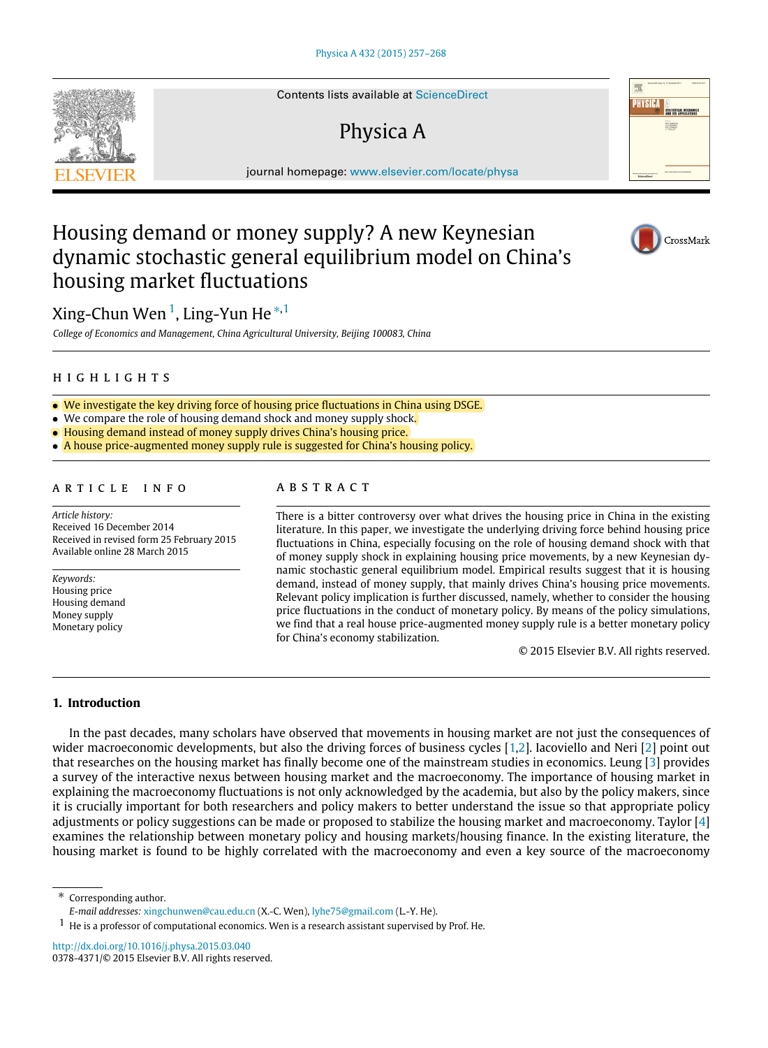# Housing demand or money supply? A new Keynesian dynamic stochastic general equilibrium model on China's housing market fluctuations

Xing-Chun Wen [1], Ling-Yun He [*,1]

*College of Economics and Management, China Agricultural University, Beijing 100083, China*

## HIGHLIGHTS

- We investigate the key driving force of housing price fluctuations in China using DSGE.
- We compare the role of housing demand shock and money supply shock.
- Housing demand instead of money supply drives China's housing price.
- A house price-augmented money supply rule is suggested for China's housing policy.

## ARTICLE INFO

*Article history:*
Received 16 December 2014
Received in revised form 25 February 2015
Available online 28 March 2015

*Keywords:*
Housing price
Housing demand
Money supply
Monetary policy

## ABSTRACT

There is a bitter controversy over what drives the housing price in China in the existing literature. In this paper, we investigate the underlying driving force behind housing price fluctuations in China, especially focusing on the role of housing demand shock with that of money supply shock in explaining housing price movements, by a new Keynesian dynamic stochastic general equilibrium model. Empirical results suggest that it is housing demand, instead of money supply, that mainly drives China's housing price movements. Relevant policy implication is further discussed, namely, whether to consider the housing price fluctuations in the conduct of monetary policy. By means of the policy simulations, we find that a real house price-augmented money supply rule is a better monetary policy for China's economy stabilization.

© 2015 Elsevier B.V. All rights reserved.

## 1. Introduction

In the past decades, many scholars have observed that movements in housing market are not just the consequences of wider macroeconomic developments, but also the driving forces of business cycles [1,2]. Iacoviello and Neri [2] point out that researches on the housing market has finally become one of the mainstream studies in economics. Leung [3] provides a survey of the interactive nexus between housing market and the macroeconomy. The importance of housing market in explaining the macroeconomy fluctuations is not only acknowledged by the academia, but also by the policy makers, since it is crucially important for both researchers and policy makers to better understand the issue so that appropriate policy adjustments or policy suggestions can be made or proposed to stabilize the housing market and macroeconomy. Taylor [4] examines the relationship between monetary policy and housing markets/housing finance. In the existing literature, the housing market is found to be highly correlated with the macroeconomy and even a key source of the macroeconomy

---

* Corresponding author.
*E-mail addresses:* xingchunwen@cau.edu.cn (X.-C. Wen), lyhe75@gmail.com (L.-Y. He).

1 He is a professor of computational economics. Wen is a research assistant supervised by Prof. He.

http://dx.doi.org/10.1016/j.physa.2015.03.040
0378-4371/© 2015 Elsevier B.V. All rights reserved.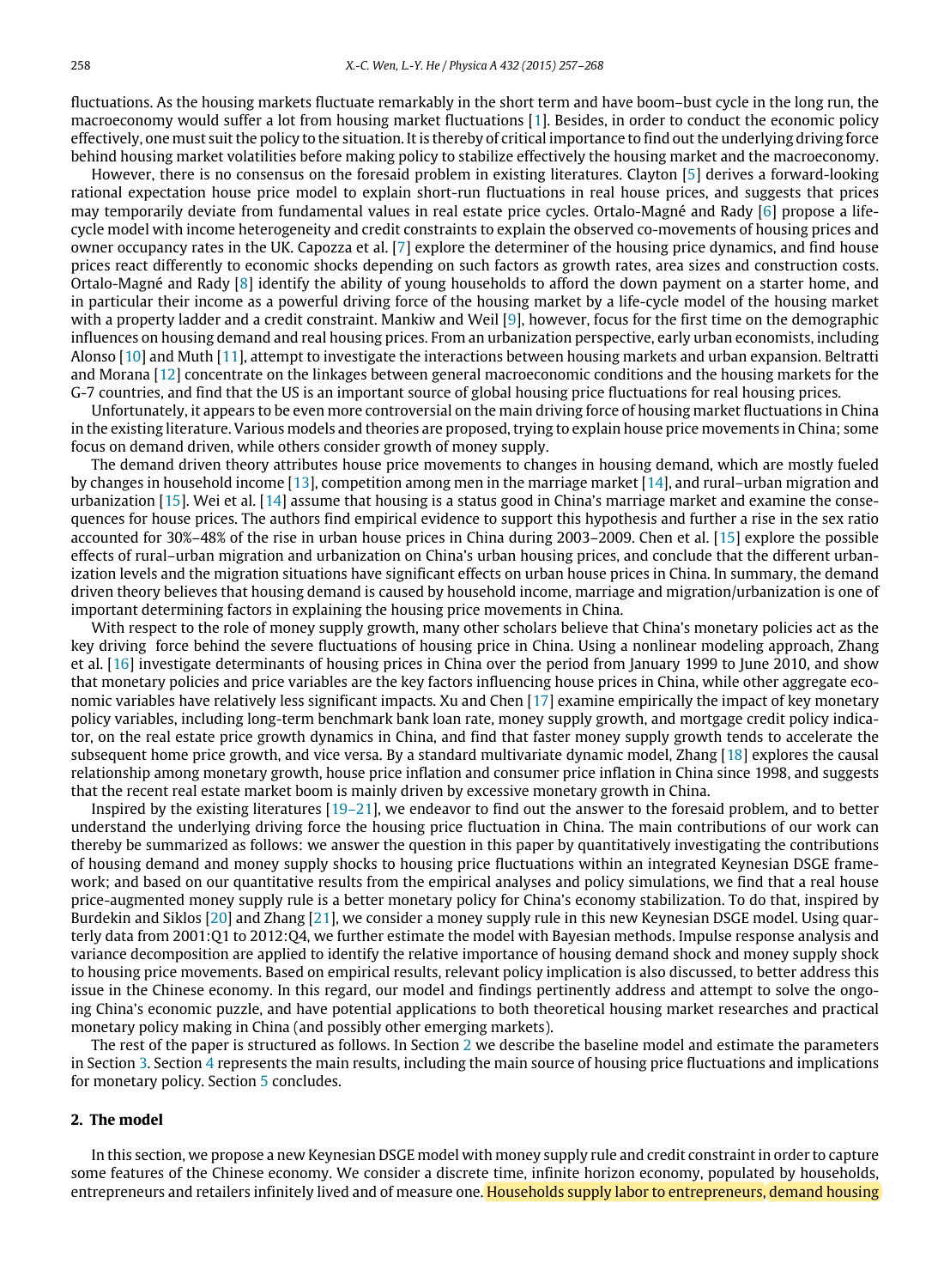fluctuations. As the housing markets fluctuate remarkably in the short term and have boom–bust cycle in the long run, the macroeconomy would suffer a lot from housing market fluctuations [1]. Besides, in order to conduct the economic policy effectively, one must suit the policy to the situation. It is thereby of critical importance to find out the underlying driving force behind housing market volatilities before making policy to stabilize effectively the housing market and the macroeconomy.

However, there is no consensus on the foresaid problem in existing literatures. Clayton [5] derives a forward-looking rational expectation house price model to explain short-run fluctuations in real house prices, and suggests that prices may temporarily deviate from fundamental values in real estate price cycles. Ortalo-Magné and Rady [6] propose a life-cycle model with income heterogeneity and credit constraints to explain the observed co-movements of housing prices and owner occupancy rates in the UK. Capozza et al. [7] explore the determiner of the housing price dynamics, and find house prices react differently to economic shocks depending on such factors as growth rates, area sizes and construction costs. Ortalo-Magné and Rady [8] identify the ability of young households to afford the down payment on a starter home, and in particular their income as a powerful driving force of the housing market by a life-cycle model of the housing market with a property ladder and a credit constraint. Mankiw and Weil [9], however, focus for the first time on the demographic influences on housing demand and real housing prices. From an urbanization perspective, early urban economists, including Alonso [10] and Muth [11], attempt to investigate the interactions between housing markets and urban expansion. Beltratti and Morana [12] concentrate on the linkages between general macroeconomic conditions and the housing markets for the G-7 countries, and find that the US is an important source of global housing price fluctuations for real housing prices.

Unfortunately, it appears to be even more controversial on the main driving force of housing market fluctuations in China in the existing literature. Various models and theories are proposed, trying to explain house price movements in China; some focus on demand driven, while others consider growth of money supply.

The demand driven theory attributes house price movements to changes in housing demand, which are mostly fueled by changes in household income [13], competition among men in the marriage market [14], and rural–urban migration and urbanization [15]. Wei et al. [14] assume that housing is a status good in China's marriage market and examine the consequences for house prices. The authors find empirical evidence to support this hypothesis and further a rise in the sex ratio accounted for 30%–48% of the rise in urban house prices in China during 2003–2009. Chen et al. [15] explore the possible effects of rural–urban migration and urbanization on China's urban housing prices, and conclude that the different urbanization levels and the migration situations have significant effects on urban house prices in China. In summary, the demand driven theory believes that housing demand is caused by household income, marriage and migration/urbanization is one of important determining factors in explaining the housing price movements in China.

With respect to the role of money supply growth, many other scholars believe that China's monetary policies act as the key driving force behind the severe fluctuations of housing price in China. Using a nonlinear modeling approach, Zhang et al. [16] investigate determinants of housing prices in China over the period from January 1999 to June 2010, and show that monetary policies and price variables are the key factors influencing house prices in China, while other aggregate economic variables have relatively less significant impacts. Xu and Chen [17] examine empirically the impact of key monetary policy variables, including long-term benchmark bank loan rate, money supply growth, and mortgage credit policy indicator, on the real estate price growth dynamics in China, and find that faster money supply growth tends to accelerate the subsequent home price growth, and vice versa. By a standard multivariate dynamic model, Zhang [18] explores the causal relationship among monetary growth, house price inflation and consumer price inflation in China since 1998, and suggests that the recent real estate market boom is mainly driven by excessive monetary growth in China.

Inspired by the existing literatures [19–21], we endeavor to find out the answer to the foresaid problem, and to better understand the underlying driving force the housing price fluctuation in China. The main contributions of our work can thereby be summarized as follows: we answer the question in this paper by quantitatively investigating the contributions of housing demand and money supply shocks to housing price fluctuations within an integrated Keynesian DSGE framework; and based on our quantitative results from the empirical analyses and policy simulations, we find that a real house price-augmented money supply rule is a better monetary policy for China's economy stabilization. To do that, inspired by Burdekin and Siklos [20] and Zhang [21], we consider a money supply rule in this new Keynesian DSGE model. Using quarterly data from 2001:Q1 to 2012:Q4, we further estimate the model with Bayesian methods. Impulse response analysis and variance decomposition are applied to identify the relative importance of housing demand shock and money supply shock to housing price movements. Based on empirical results, relevant policy implication is also discussed, to better address this issue in the Chinese economy. In this regard, our model and findings pertinently address and attempt to solve the ongoing China's economic puzzle, and have potential applications to both theoretical housing market researches and practical monetary policy making in China (and possibly other emerging markets).

The rest of the paper is structured as follows. In Section 2 we describe the baseline model and estimate the parameters in Section 3. Section 4 represents the main results, including the main source of housing price fluctuations and implications for monetary policy. Section 5 concludes.

## 2. The model

In this section, we propose a new Keynesian DSGE model with money supply rule and credit constraint in order to capture some features of the Chinese economy. We consider a discrete time, infinite horizon economy, populated by households, entrepreneurs and retailers infinitely lived and of measure one. Households supply labor to entrepreneurs, demand housing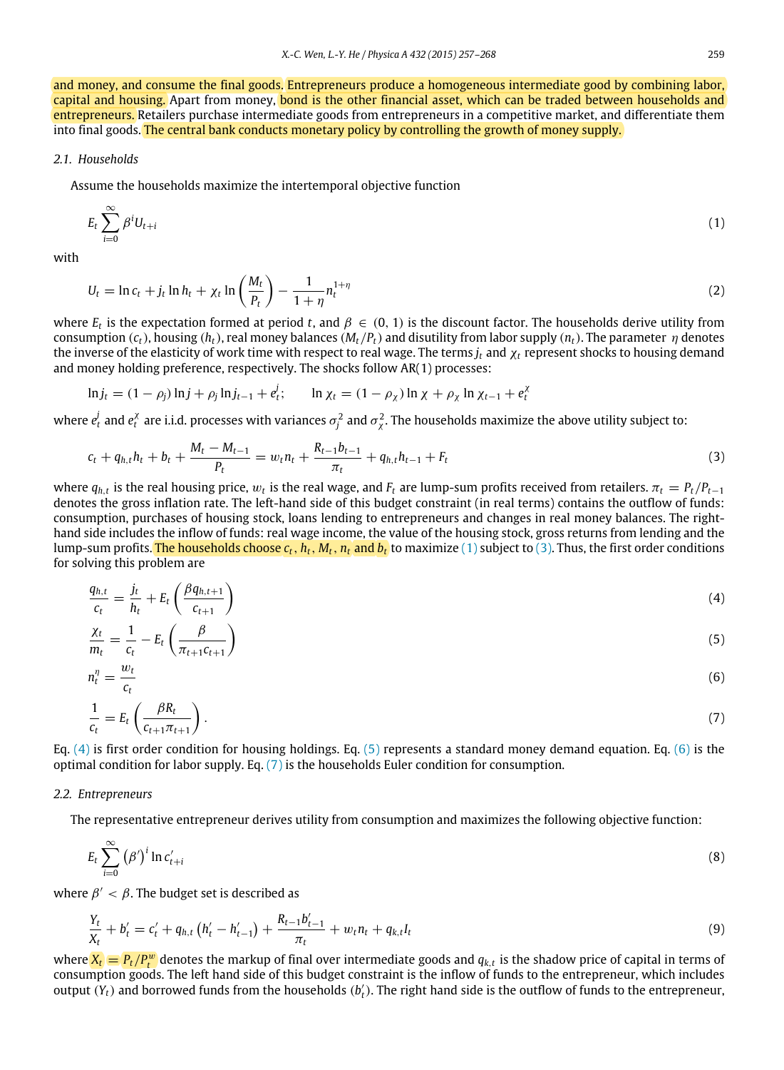and money, and consume the final goods. Entrepreneurs produce a homogeneous intermediate good by combining labor, capital and housing. Apart from money, bond is the other financial asset, which can be traded between households and entrepreneurs. Retailers purchase intermediate goods from entrepreneurs in a competitive market, and differentiate them into final goods. The central bank conducts monetary policy by controlling the growth of money supply.

### 2.1. Households

Assume the households maximize the intertemporal objective function

$$E_t \sum_{i=0}^{\infty} \beta^i U_{t+i} \tag{1}$$

with

$$U_t = \ln c_t + j_t \ln h_t + \chi_t \ln\left(\frac{M_t}{P_t}\right) - \frac{1}{1+\eta} n_t^{1+\eta} \tag{2}$$

where $E_t$ is the expectation formed at period $t$, and $\beta \in (0, 1)$ is the discount factor. The households derive utility from consumption ($c_t$), housing ($h_t$), real money balances ($M_t/P_t$) and disutility from labor supply ($n_t$). The parameter $\eta$ denotes the inverse of the elasticity of work time with respect to real wage. The terms $j_t$ and $\chi_t$ represent shocks to housing demand and money holding preference, respectively. The shocks follow AR(1) processes:

$$\ln j_t = (1-\rho_j)\ln j + \rho_j \ln j_{t-1} + e_t^j; \qquad \ln \chi_t = (1-\rho_\chi)\ln \chi + \rho_\chi \ln \chi_{t-1} + e_t^\chi$$

where $e_t^j$ and $e_t^\chi$ are i.i.d. processes with variances $\sigma_j^2$ and $\sigma_\chi^2$. The households maximize the above utility subject to:

$$c_t + q_{h,t} h_t + b_t + \frac{M_t - M_{t-1}}{P_t} = w_t n_t + \frac{R_{t-1} b_{t-1}}{\pi_t} + q_{h,t} h_{t-1} + F_t \tag{3}$$

where $q_{h,t}$ is the real housing price, $w_t$ is the real wage, and $F_t$ are lump-sum profits received from retailers. $\pi_t = P_t/P_{t-1}$ denotes the gross inflation rate. The left-hand side of this budget constraint (in real terms) contains the outflow of funds: consumption, purchases of housing stock, loans lending to entrepreneurs and changes in real money balances. The right-hand side includes the inflow of funds: real wage income, the value of the housing stock, gross returns from lending and the lump-sum profits. The households choose $c_t$, $h_t$, $M_t$, $n_t$ and $b_t$ to maximize (1) subject to (3). Thus, the first order conditions for solving this problem are

$$\frac{q_{h,t}}{c_t} = \frac{j_t}{h_t} + E_t\left(\frac{\beta q_{h,t+1}}{c_{t+1}}\right) \tag{4}$$

$$\frac{\chi_t}{m_t} = \frac{1}{c_t} - E_t\left(\frac{\beta}{\pi_{t+1} c_{t+1}}\right) \tag{5}$$

$$n_t^\eta = \frac{w_t}{c_t} \tag{6}$$

$$\frac{1}{c_t} = E_t\left(\frac{\beta R_t}{c_{t+1}\pi_{t+1}}\right). \tag{7}$$

Eq. (4) is first order condition for housing holdings. Eq. (5) represents a standard money demand equation. Eq. (6) is the optimal condition for labor supply. Eq. (7) is the households Euler condition for consumption.

### 2.2. Entrepreneurs

The representative entrepreneur derives utility from consumption and maximizes the following objective function:

$$E_t \sum_{i=0}^{\infty} \left(\beta'\right)^i \ln c'_{t+i} \tag{8}$$

where $\beta' < \beta$. The budget set is described as

$$\frac{Y_t}{X_t} + b'_t = c'_t + q_{h,t}\left(h'_t - h'_{t-1}\right) + \frac{R_{t-1} b'_{t-1}}{\pi_t} + w_t n_t + q_{k,t} I_t \tag{9}$$

where $X_t = P_t/P_t^w$ denotes the markup of final over intermediate goods and $q_{k,t}$ is the shadow price of capital in terms of consumption goods. The left hand side of this budget constraint is the inflow of funds to the entrepreneur, which includes output ($Y_t$) and borrowed funds from the households ($b'_t$). The right hand side is the outflow of funds to the entrepreneur,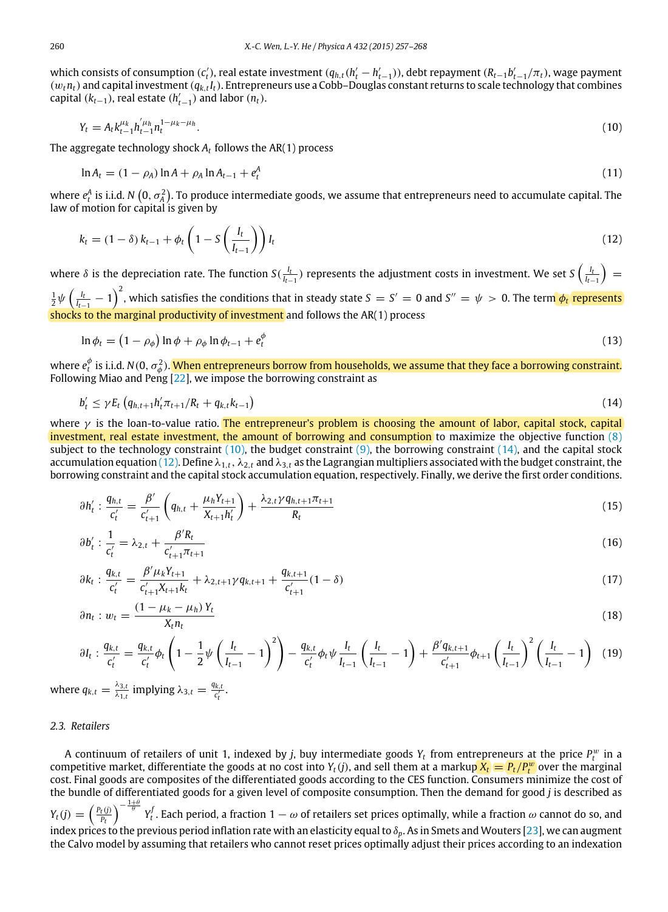which consists of consumption ($c'_t$), real estate investment ($q_{h,t}(h'_t - h'_{t-1})$), debt repayment ($R_{t-1}b'_{t-1}/\pi_t$), wage payment ($w_t n_t$) and capital investment ($q_{k,t} I_t$). Entrepreneurs use a Cobb–Douglas constant returns to scale technology that combines capital ($k_{t-1}$), real estate ($h'_{t-1}$) and labor ($n_t$).

$$Y_t = A_t k_{t-1}^{\mu_k} h_{t-1}^{'\mu_h} n_t^{1-\mu_k-\mu_h}. \tag{10}$$

The aggregate technology shock $A_t$ follows the AR(1) process

$$\ln A_t = (1-\rho_A)\ln A + \rho_A \ln A_{t-1} + e_t^A \tag{11}$$

where $e_t^A$ is i.i.d. $N\left(0, \sigma_A^2\right)$. To produce intermediate goods, we assume that entrepreneurs need to accumulate capital. The law of motion for capital is given by

$$k_t = (1-\delta)\, k_{t-1} + \phi_t \left(1 - S\left(\frac{I_t}{I_{t-1}}\right)\right) I_t \tag{12}$$

where $\delta$ is the depreciation rate. The function $S(\frac{I_t}{I_{t-1}})$ represents the adjustment costs in investment. We set $S\left(\frac{I_t}{I_{t-1}}\right) = \frac{1}{2}\psi\left(\frac{I_t}{I_{t-1}} - 1\right)^2$, which satisfies the conditions that in steady state $S = S' = 0$ and $S'' = \psi > 0$. The term $\phi_t$ represents shocks to the marginal productivity of investment and follows the AR(1) process

$$\ln \phi_t = \left(1-\rho_\phi\right)\ln \phi + \rho_\phi \ln \phi_{t-1} + e_t^\phi \tag{13}$$

where $e_t^\phi$ is i.i.d. $N(0, \sigma_\phi^2)$. When entrepreneurs borrow from households, we assume that they face a borrowing constraint. Following Miao and Peng [22], we impose the borrowing constraint as

$$b'_t \le \gamma E_t \left(q_{h,t+1} h'_t \pi_{t+1}/R_t + q_{k,t} k_{t-1}\right) \tag{14}$$

where $\gamma$ is the loan-to-value ratio. The entrepreneur's problem is choosing the amount of labor, capital stock, capital investment, real estate investment, the amount of borrowing and consumption to maximize the objective function (8) subject to the technology constraint (10), the budget constraint (9), the borrowing constraint (14), and the capital stock accumulation equation (12). Define $\lambda_{1,t}$, $\lambda_{2,t}$ and $\lambda_{3,t}$ as the Lagrangian multipliers associated with the budget constraint, the borrowing constraint and the capital stock accumulation equation, respectively. Finally, we derive the first order conditions.

$$\partial h'_t : \frac{q_{h,t}}{c'_t} = \frac{\beta'}{c'_{t+1}}\left(q_{h,t} + \frac{\mu_h Y_{t+1}}{X_{t+1} h'_t}\right) + \frac{\lambda_{2,t}\gamma q_{h,t+1}\pi_{t+1}}{R_t} \tag{15}$$

$$\partial b'_t : \frac{1}{c'_t} = \lambda_{2,t} + \frac{\beta' R_t}{c'_{t+1}\pi_{t+1}} \tag{16}$$

$$\partial k_t : \frac{q_{k,t}}{c'_t} = \frac{\beta' \mu_k Y_{t+1}}{c'_{t+1} X_{t+1} k_t} + \lambda_{2,t+1}\gamma q_{k,t+1} + \frac{q_{k,t+1}}{c'_{t+1}}(1-\delta) \tag{17}$$

$$\partial n_t : w_t = \frac{(1-\mu_k-\mu_h)\, Y_t}{X_t n_t} \tag{18}$$

$$\partial I_t : \frac{q_{k,t}}{c'_t} = \frac{q_{k,t}}{c'_t}\phi_t\left(1 - \frac{1}{2}\psi\left(\frac{I_t}{I_{t-1}} - 1\right)^2\right) - \frac{q_{k,t}}{c'_t}\phi_t \psi \frac{I_t}{I_{t-1}}\left(\frac{I_t}{I_{t-1}} - 1\right) + \frac{\beta' q_{k,t+1}}{c'_{t+1}}\phi_{t+1}\left(\frac{I_t}{I_{t-1}}\right)^2\left(\frac{I_t}{I_{t-1}} - 1\right) \tag{19}$$

where $q_{k,t} = \frac{\lambda_{3,t}}{\lambda_{1,t}}$ implying $\lambda_{3,t} = \frac{q_{k,t}}{c'_t}$.

### 2.3. Retailers

A continuum of retailers of unit 1, indexed by $j$, buy intermediate goods $Y_t$ from entrepreneurs at the price $P_t^w$ in a competitive market, differentiate the goods at no cost into $Y_t(j)$, and sell them at a markup $X_t = P_t/P_t^w$ over the marginal cost. Final goods are composites of the differentiated goods according to the CES function. Consumers minimize the cost of the bundle of differentiated goods for a given level of composite consumption. Then the demand for good $j$ is described as $Y_t(j) = \left(\frac{P_t(j)}{P_t}\right)^{-\frac{1+\theta}{\theta}} Y_t^f$. Each period, a fraction $1-\omega$ of retailers set prices optimally, while a fraction $\omega$ cannot do so, and index prices to the previous period inflation rate with an elasticity equal to $\delta_p$. As in Smets and Wouters [23], we can augment the Calvo model by assuming that retailers who cannot reset prices optimally adjust their prices according to an indexation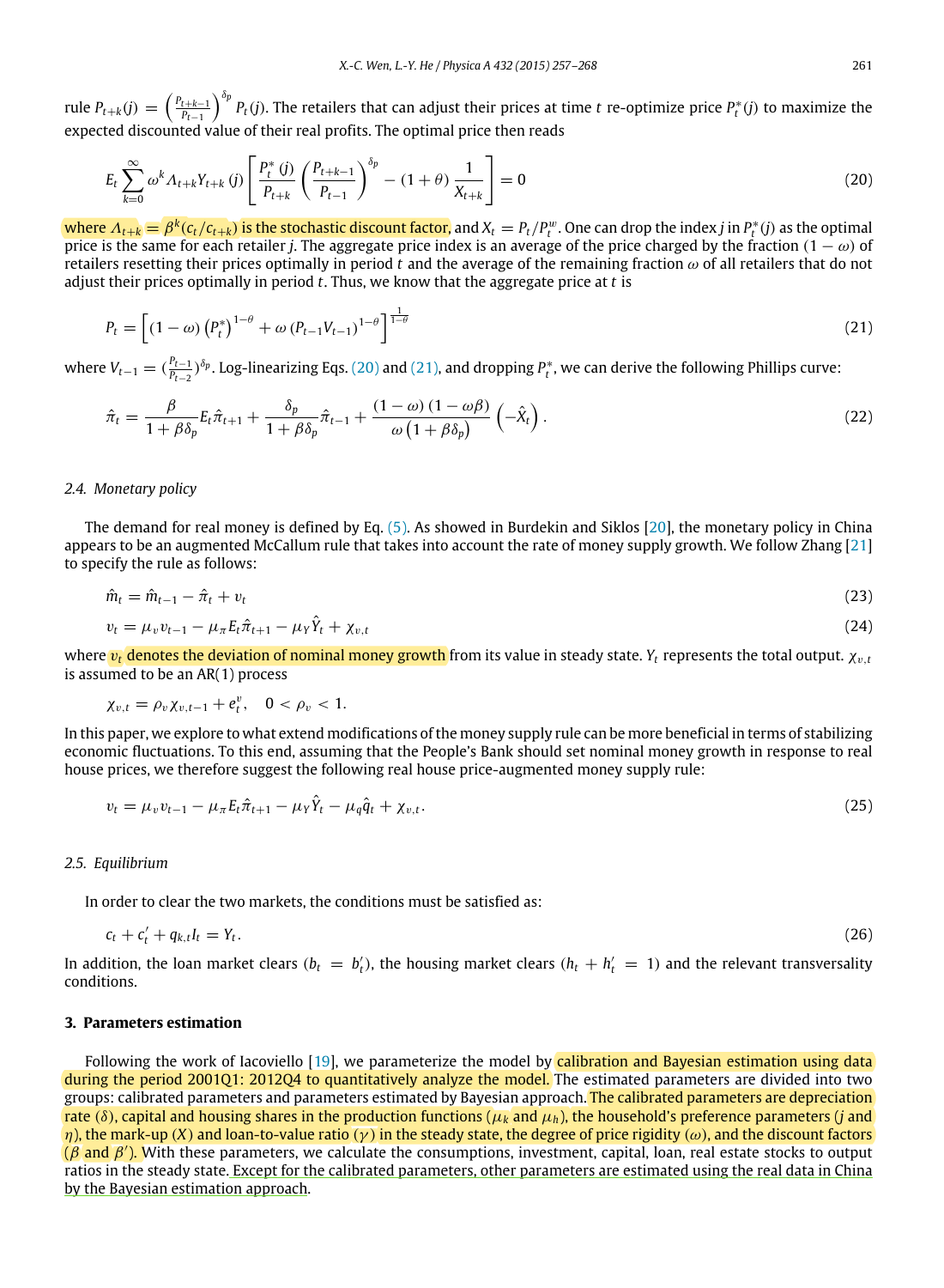rule $P_{t+k}(j) = \left(\frac{P_{t+k-1}}{P_{t-1}}\right)^{\delta_p} P_t(j)$. The retailers that can adjust their prices at time $t$ re-optimize price $P_t^*(j)$ to maximize the expected discounted value of their real profits. The optimal price then reads

$$E_t \sum_{k=0}^{\infty} \omega^k \Lambda_{t+k} Y_{t+k}(j) \left[ \frac{P_t^*(j)}{P_{t+k}} \left( \frac{P_{t+k-1}}{P_{t-1}} \right)^{\delta_p} - (1+\theta) \frac{1}{X_{t+k}} \right] = 0 \tag{20}$$

where $\Lambda_{t+k} = \beta^k (c_t / c_{t+k})$ is the stochastic discount factor, and $X_t = P_t / P_t^w$. One can drop the index $j$ in $P_t^*(j)$ as the optimal price is the same for each retailer $j$. The aggregate price index is an average of the price charged by the fraction $(1-\omega)$ of retailers resetting their prices optimally in period $t$ and the average of the remaining fraction $\omega$ of all retailers that do not adjust their prices optimally in period $t$. Thus, we know that the aggregate price at $t$ is

$$P_t = \left[ (1-\omega) \left( P_t^* \right)^{1-\theta} + \omega \left( P_{t-1} V_{t-1} \right)^{1-\theta} \right]^{\frac{1}{1-\theta}} \tag{21}$$

where $V_{t-1} = (\frac{P_{t-1}}{P_{t-2}})^{\delta_p}$. Log-linearizing Eqs. (20) and (21), and dropping $P_t^*$, we can derive the following Phillips curve:

$$\hat{\pi}_t = \frac{\beta}{1+\beta\delta_p} E_t \hat{\pi}_{t+1} + \frac{\delta_p}{1+\beta\delta_p} \hat{\pi}_{t-1} + \frac{(1-\omega)(1-\omega\beta)}{\omega\left(1+\beta\delta_p\right)} \left( -\hat{X}_t \right). \tag{22}$$

### 2.4. Monetary policy

The demand for real money is defined by Eq. (5). As showed in Burdekin and Siklos [20], the monetary policy in China appears to be an augmented McCallum rule that takes into account the rate of money supply growth. We follow Zhang [21] to specify the rule as follows:

$$\hat{m}_t = \hat{m}_{t-1} - \hat{\pi}_t + \upsilon_t \tag{23}$$

$$\upsilon_t = \mu_\upsilon \upsilon_{t-1} - \mu_\pi E_t \hat{\pi}_{t+1} - \mu_Y \hat{Y}_t + \chi_{\upsilon,t} \tag{24}$$

where $\upsilon_t$ denotes the deviation of nominal money growth from its value in steady state. $Y_t$ represents the total output. $\chi_{\upsilon,t}$ is assumed to be an AR(1) process

$$\chi_{\upsilon,t} = \rho_\upsilon \chi_{\upsilon,t-1} + e_t^\upsilon, \quad 0 < \rho_\upsilon < 1.$$

In this paper, we explore to what extend modifications of the money supply rule can be more beneficial in terms of stabilizing economic fluctuations. To this end, assuming that the People's Bank should set nominal money growth in response to real house prices, we therefore suggest the following real house price-augmented money supply rule:

$$\upsilon_t = \mu_\upsilon \upsilon_{t-1} - \mu_\pi E_t \hat{\pi}_{t+1} - \mu_Y \hat{Y}_t - \mu_q \hat{q}_t + \chi_{\upsilon,t}. \tag{25}$$

### 2.5. Equilibrium

In order to clear the two markets, the conditions must be satisfied as:

$$c_t + c_t' + q_{k,t} I_t = Y_t. \tag{26}$$

In addition, the loan market clears ($b_t = b_t'$), the housing market clears ($h_t + h_t' = 1$) and the relevant transversality conditions.

## 3. Parameters estimation

Following the work of Iacoviello [19], we parameterize the model by calibration and Bayesian estimation using data during the period 2001Q1: 2012Q4 to quantitatively analyze the model. The estimated parameters are divided into two groups: calibrated parameters and parameters estimated by Bayesian approach. The calibrated parameters are depreciation rate ($\delta$), capital and housing shares in the production functions ($\mu_k$ and $\mu_h$), the household's preference parameters ($j$ and $\eta$), the mark-up ($X$) and loan-to-value ratio ($\gamma$) in the steady state, the degree of price rigidity ($\omega$), and the discount factors ($\beta$ and $\beta'$). With these parameters, we calculate the consumptions, investment, capital, loan, real estate stocks to output ratios in the steady state. Except for the calibrated parameters, other parameters are estimated using the real data in China by the Bayesian estimation approach.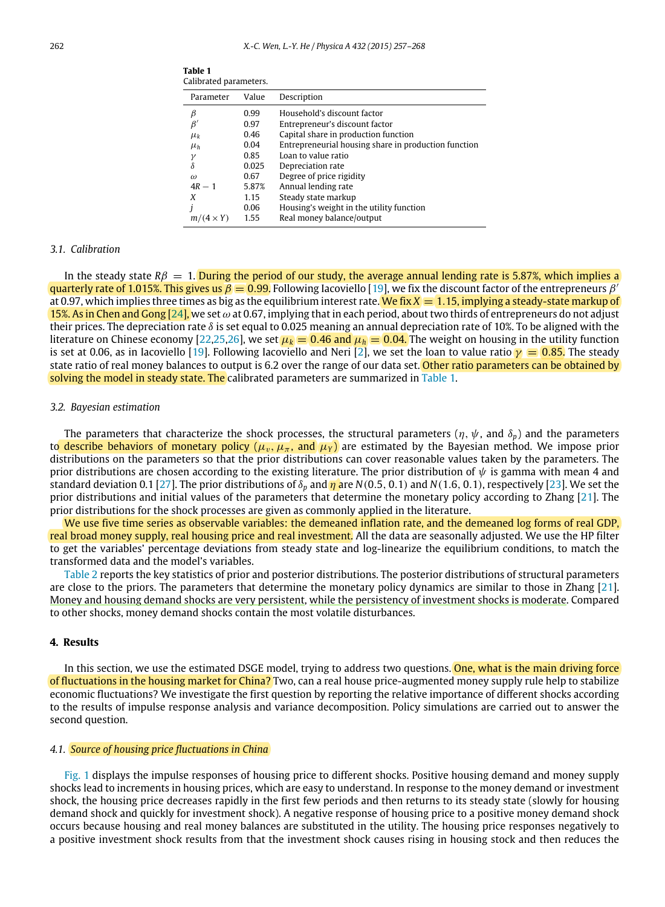**Table 1**
Calibrated parameters.

| Parameter | Value | Description |
|---|---|---|
| $\beta$ | 0.99 | Household's discount factor |
| $\beta'$ | 0.97 | Entrepreneur's discount factor |
| $\mu_k$ | 0.46 | Capital share in production function |
| $\mu_h$ | 0.04 | Entrepreneurial housing share in production function |
| $\gamma$ | 0.85 | Loan to value ratio |
| $\delta$ | 0.025 | Depreciation rate |
| $\omega$ | 0.67 | Degree of price rigidity |
| $4R-1$ | 5.87% | Annual lending rate |
| $X$ | 1.15 | Steady state markup |
| $j$ | 0.06 | Housing's weight in the utility function |
| $m/(4 \times Y)$ | 1.55 | Real money balance/output |

### 3.1. Calibration

In the steady state $R\beta = 1$. During the period of our study, the average annual lending rate is 5.87%, which implies a quarterly rate of 1.015%. This gives us $\beta = 0.99$. Following Iacoviello [19], we fix the discount factor of the entrepreneurs $\beta'$ at 0.97, which implies three times as big as the equilibrium interest rate. We fix $X = 1.15$, implying a steady-state markup of 15%. As in Chen and Gong [24], we set $\omega$ at 0.67, implying that in each period, about two thirds of entrepreneurs do not adjust their prices. The depreciation rate $\delta$ is set equal to 0.025 meaning an annual depreciation rate of 10%. To be aligned with the literature on Chinese economy [22,25,26], we set $\mu_k = 0.46$ and $\mu_h = 0.04$. The weight on housing in the utility function is set at 0.06, as in Iacoviello [19]. Following Iacoviello and Neri [2], we set the loan to value ratio $\gamma = 0.85$. The steady state ratio of real money balances to output is 6.2 over the range of our data set. Other ratio parameters can be obtained by solving the model in steady state. The calibrated parameters are summarized in Table 1.

### 3.2. Bayesian estimation

The parameters that characterize the shock processes, the structural parameters ($\eta$, $\psi$, and $\delta_p$) and the parameters to describe behaviors of monetary policy ($\mu_v$, $\mu_\pi$, and $\mu_Y$) are estimated by the Bayesian method. We impose prior distributions on the parameters so that the prior distributions can cover reasonable values taken by the parameters. The prior distributions are chosen according to the existing literature. The prior distribution of $\psi$ is gamma with mean 4 and standard deviation 0.1 [27]. The prior distributions of $\delta_p$ and $\eta$ are $N(0.5, 0.1)$ and $N(1.6, 0.1)$, respectively [23]. We set the prior distributions and initial values of the parameters that determine the monetary policy according to Zhang [21]. The prior distributions for the shock processes are given as commonly applied in the literature.

We use five time series as observable variables: the demeaned inflation rate, and the demeaned log forms of real GDP, real broad money supply, real housing price and real investment. All the data are seasonally adjusted. We use the HP filter to get the variables' percentage deviations from steady state and log-linearize the equilibrium conditions, to match the transformed data and the model's variables.

Table 2 reports the key statistics of prior and posterior distributions. The posterior distributions of structural parameters are close to the priors. The parameters that determine the monetary policy dynamics are similar to those in Zhang [21]. Money and housing demand shocks are very persistent, while the persistency of investment shocks is moderate. Compared to other shocks, money demand shocks contain the most volatile disturbances.

## 4. Results

In this section, we use the estimated DSGE model, trying to address two questions. One, what is the main driving force of fluctuations in the housing market for China? Two, can a real house price-augmented money supply rule help to stabilize economic fluctuations? We investigate the first question by reporting the relative importance of different shocks according to the results of impulse response analysis and variance decomposition. Policy simulations are carried out to answer the second question.

### 4.1. Source of housing price fluctuations in China

Fig. 1 displays the impulse responses of housing price to different shocks. Positive housing demand and money supply shocks lead to increments in housing prices, which are easy to understand. In response to the money demand or investment shock, the housing price decreases rapidly in the first few periods and then returns to its steady state (slowly for housing demand shock and quickly for investment shock). A negative response of housing price to a positive money demand shock occurs because housing and real money balances are substituted in the utility. The housing price responses negatively to a positive investment shock results from that the investment shock causes rising in housing stock and then reduces the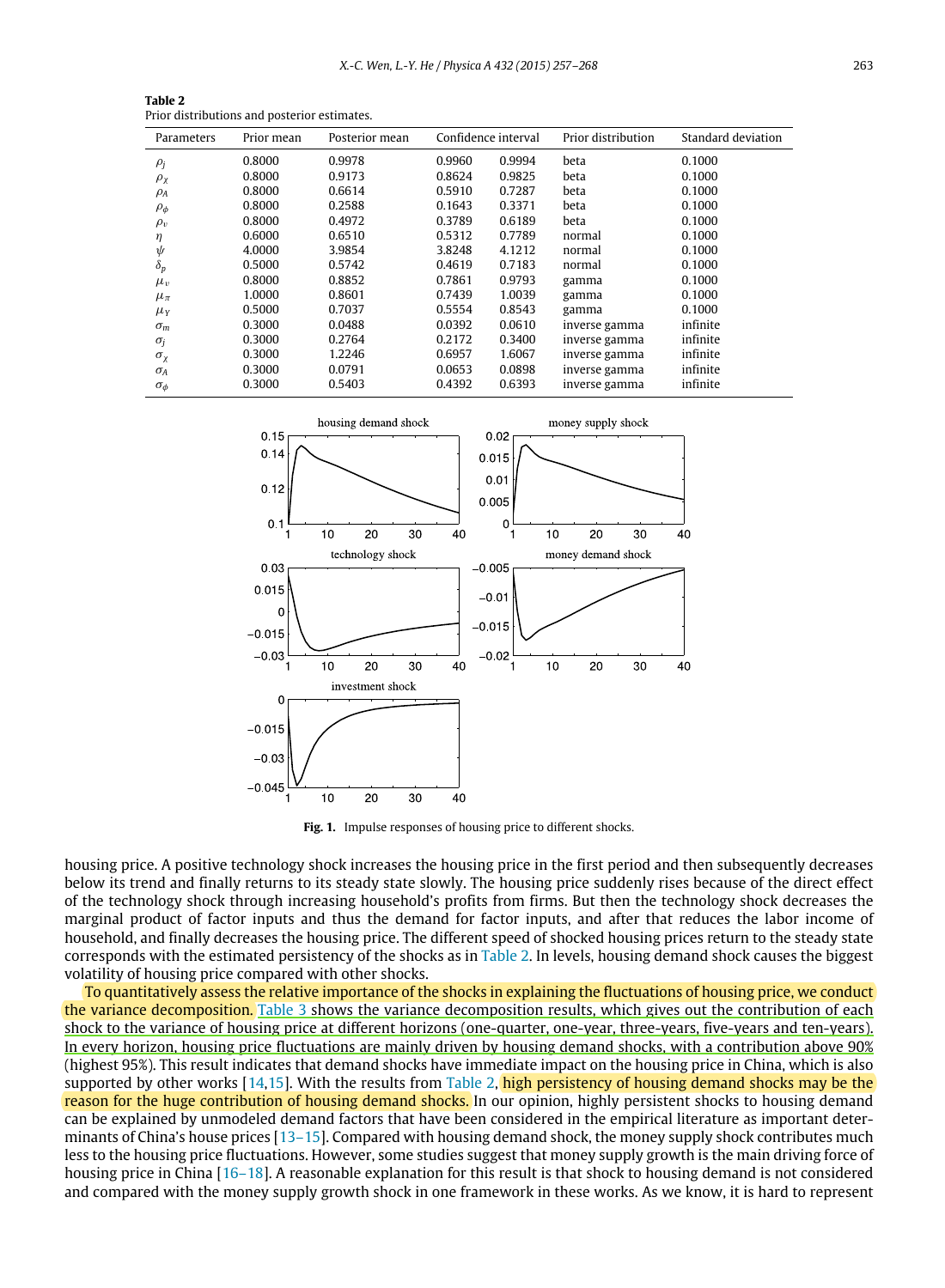**Table 2**
Prior distributions and posterior estimates.

| Parameters | Prior mean | Posterior mean | Confidence interval | | Prior distribution | Standard deviation |
|---|---|---|---|---|---|---|
| $\rho_j$ | 0.8000 | 0.9978 | 0.9960 | 0.9994 | beta | 0.1000 |
| $\rho_\chi$ | 0.8000 | 0.9173 | 0.8624 | 0.9825 | beta | 0.1000 |
| $\rho_A$ | 0.8000 | 0.6614 | 0.5910 | 0.7287 | beta | 0.1000 |
| $\rho_\phi$ | 0.8000 | 0.2588 | 0.1643 | 0.3371 | beta | 0.1000 |
| $\rho_\upsilon$ | 0.8000 | 0.4972 | 0.3789 | 0.6189 | beta | 0.1000 |
| $\eta$ | 0.6000 | 0.6510 | 0.5312 | 0.7789 | normal | 0.1000 |
| $\psi$ | 4.0000 | 3.9854 | 3.8248 | 4.1212 | normal | 0.1000 |
| $\delta_p$ | 0.5000 | 0.5742 | 0.4619 | 0.7183 | normal | 0.1000 |
| $\mu_\upsilon$ | 0.8000 | 0.8852 | 0.7861 | 0.9793 | gamma | 0.1000 |
| $\mu_\pi$ | 1.0000 | 0.8601 | 0.7439 | 1.0039 | gamma | 0.1000 |
| $\mu_Y$ | 0.5000 | 0.7037 | 0.5554 | 0.8543 | gamma | 0.1000 |
| $\sigma_m$ | 0.3000 | 0.0488 | 0.0392 | 0.0610 | inverse gamma | infinite |
| $\sigma_j$ | 0.3000 | 0.2764 | 0.2172 | 0.3400 | inverse gamma | infinite |
| $\sigma_\chi$ | 0.3000 | 1.2246 | 0.6957 | 1.6067 | inverse gamma | infinite |
| $\sigma_A$ | 0.3000 | 0.0791 | 0.0653 | 0.0898 | inverse gamma | infinite |
| $\sigma_\phi$ | 0.3000 | 0.5403 | 0.4392 | 0.6393 | inverse gamma | infinite |

**Fig. 1.** Impulse responses of housing price to different shocks.

housing price. A positive technology shock increases the housing price in the first period and then subsequently decreases below its trend and finally returns to its steady state slowly. The housing price suddenly rises because of the direct effect of the technology shock through increasing household's profits from firms. But then the technology shock decreases the marginal product of factor inputs and thus the demand for factor inputs, and after that reduces the labor income of household, and finally decreases the housing price. The different speed of shocked housing prices return to the steady state corresponds with the estimated persistency of the shocks as in Table 2. In levels, housing demand shock causes the biggest volatility of housing price compared with other shocks.

To quantitatively assess the relative importance of the shocks in explaining the fluctuations of housing price, we conduct the variance decomposition. Table 3 shows the variance decomposition results, which gives out the contribution of each shock to the variance of housing price at different horizons (one-quarter, one-year, three-years, five-years and ten-years). In every horizon, housing price fluctuations are mainly driven by housing demand shocks, with a contribution above 90% (highest 95%). This result indicates that demand shocks have immediate impact on the housing price in China, which is also supported by other works [14,15]. With the results from Table 2, high persistency of housing demand shocks may be the reason for the huge contribution of housing demand shocks. In our opinion, highly persistent shocks to housing demand can be explained by unmodeled demand factors that have been considered in the empirical literature as important determinants of China's house prices [13–15]. Compared with housing demand shock, the money supply shock contributes much less to the housing price fluctuations. However, some studies suggest that money supply growth is the main driving force of housing price in China [16–18]. A reasonable explanation for this result is that shock to housing demand is not considered and compared with the money supply growth shock in one framework in these works. As we know, it is hard to represent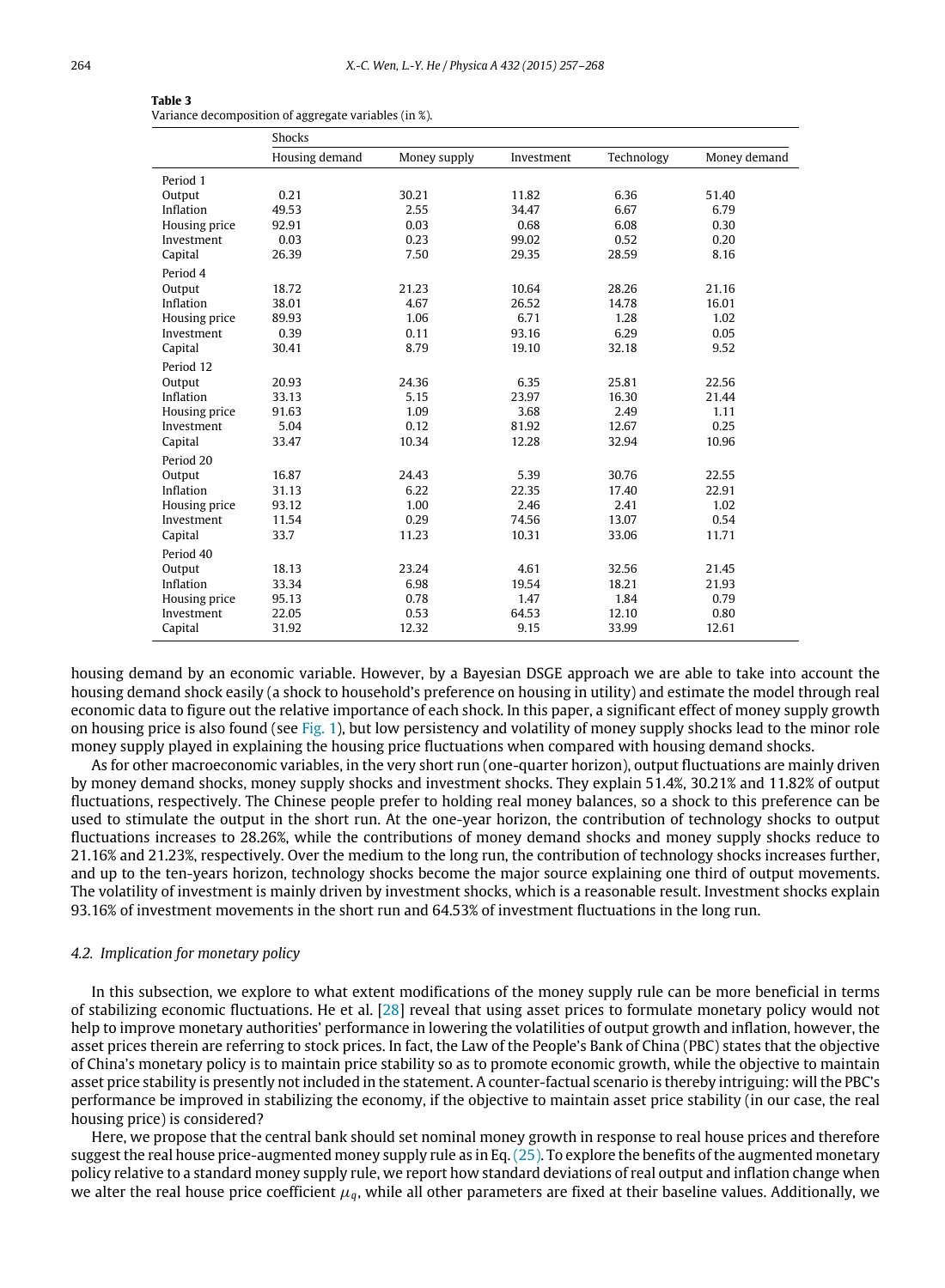**Table 3**
Variance decomposition of aggregate variables (in %).

| | Shocks | | | | |
|---|---|---|---|---|---|
| | Housing demand | Money supply | Investment | Technology | Money demand |
| Period 1 | | | | | |
| Output | 0.21 | 30.21 | 11.82 | 6.36 | 51.40 |
| Inflation | 49.53 | 2.55 | 34.47 | 6.67 | 6.79 |
| Housing price | 92.91 | 0.03 | 0.68 | 6.08 | 0.30 |
| Investment | 0.03 | 0.23 | 99.02 | 0.52 | 0.20 |
| Capital | 26.39 | 7.50 | 29.35 | 28.59 | 8.16 |
| Period 4 | | | | | |
| Output | 18.72 | 21.23 | 10.64 | 28.26 | 21.16 |
| Inflation | 38.01 | 4.67 | 26.52 | 14.78 | 16.01 |
| Housing price | 89.93 | 1.06 | 6.71 | 1.28 | 1.02 |
| Investment | 0.39 | 0.11 | 93.16 | 6.29 | 0.05 |
| Capital | 30.41 | 8.79 | 19.10 | 32.18 | 9.52 |
| Period 12 | | | | | |
| Output | 20.93 | 24.36 | 6.35 | 25.81 | 22.56 |
| Inflation | 33.13 | 5.15 | 23.97 | 16.30 | 21.44 |
| Housing price | 91.63 | 1.09 | 3.68 | 2.49 | 1.11 |
| Investment | 5.04 | 0.12 | 81.92 | 12.67 | 0.25 |
| Capital | 33.47 | 10.34 | 12.28 | 32.94 | 10.96 |
| Period 20 | | | | | |
| Output | 16.87 | 24.43 | 5.39 | 30.76 | 22.55 |
| Inflation | 31.13 | 6.22 | 22.35 | 17.40 | 22.91 |
| Housing price | 93.12 | 1.00 | 2.46 | 2.41 | 1.02 |
| Investment | 11.54 | 0.29 | 74.56 | 13.07 | 0.54 |
| Capital | 33.7 | 11.23 | 10.31 | 33.06 | 11.71 |
| Period 40 | | | | | |
| Output | 18.13 | 23.24 | 4.61 | 32.56 | 21.45 |
| Inflation | 33.34 | 6.98 | 19.54 | 18.21 | 21.93 |
| Housing price | 95.13 | 0.78 | 1.47 | 1.84 | 0.79 |
| Investment | 22.05 | 0.53 | 64.53 | 12.10 | 0.80 |
| Capital | 31.92 | 12.32 | 9.15 | 33.99 | 12.61 |

housing demand by an economic variable. However, by a Bayesian DSGE approach we are able to take into account the housing demand shock easily (a shock to household's preference on housing in utility) and estimate the model through real economic data to figure out the relative importance of each shock. In this paper, a significant effect of money supply growth on housing price is also found (see Fig. 1), but low persistency and volatility of money supply shocks lead to the minor role money supply played in explaining the housing price fluctuations when compared with housing demand shocks.

As for other macroeconomic variables, in the very short run (one-quarter horizon), output fluctuations are mainly driven by money demand shocks, money supply shocks and investment shocks. They explain 51.4%, 30.21% and 11.82% of output fluctuations, respectively. The Chinese people prefer to holding real money balances, so a shock to this preference can be used to stimulate the output in the short run. At the one-year horizon, the contribution of technology shocks to output fluctuations increases to 28.26%, while the contributions of money demand shocks and money supply shocks reduce to 21.16% and 21.23%, respectively. Over the medium to the long run, the contribution of technology shocks increases further, and up to the ten-years horizon, technology shocks become the major source explaining one third of output movements. The volatility of investment is mainly driven by investment shocks, which is a reasonable result. Investment shocks explain 93.16% of investment movements in the short run and 64.53% of investment fluctuations in the long run.

### *4.2. Implication for monetary policy*

In this subsection, we explore to what extent modifications of the money supply rule can be more beneficial in terms of stabilizing economic fluctuations. He et al. [28] reveal that using asset prices to formulate monetary policy would not help to improve monetary authorities' performance in lowering the volatilities of output growth and inflation, however, the asset prices therein are referring to stock prices. In fact, the Law of the People's Bank of China (PBC) states that the objective of China's monetary policy is to maintain price stability so as to promote economic growth, while the objective to maintain asset price stability is presently not included in the statement. A counter-factual scenario is thereby intriguing: will the PBC's performance be improved in stabilizing the economy, if the objective to maintain asset price stability (in our case, the real housing price) is considered?

Here, we propose that the central bank should set nominal money growth in response to real house prices and therefore suggest the real house price-augmented money supply rule as in Eq. (25). To explore the benefits of the augmented monetary policy relative to a standard money supply rule, we report how standard deviations of real output and inflation change when we alter the real house price coefficient $\mu_q$, while all other parameters are fixed at their baseline values. Additionally, we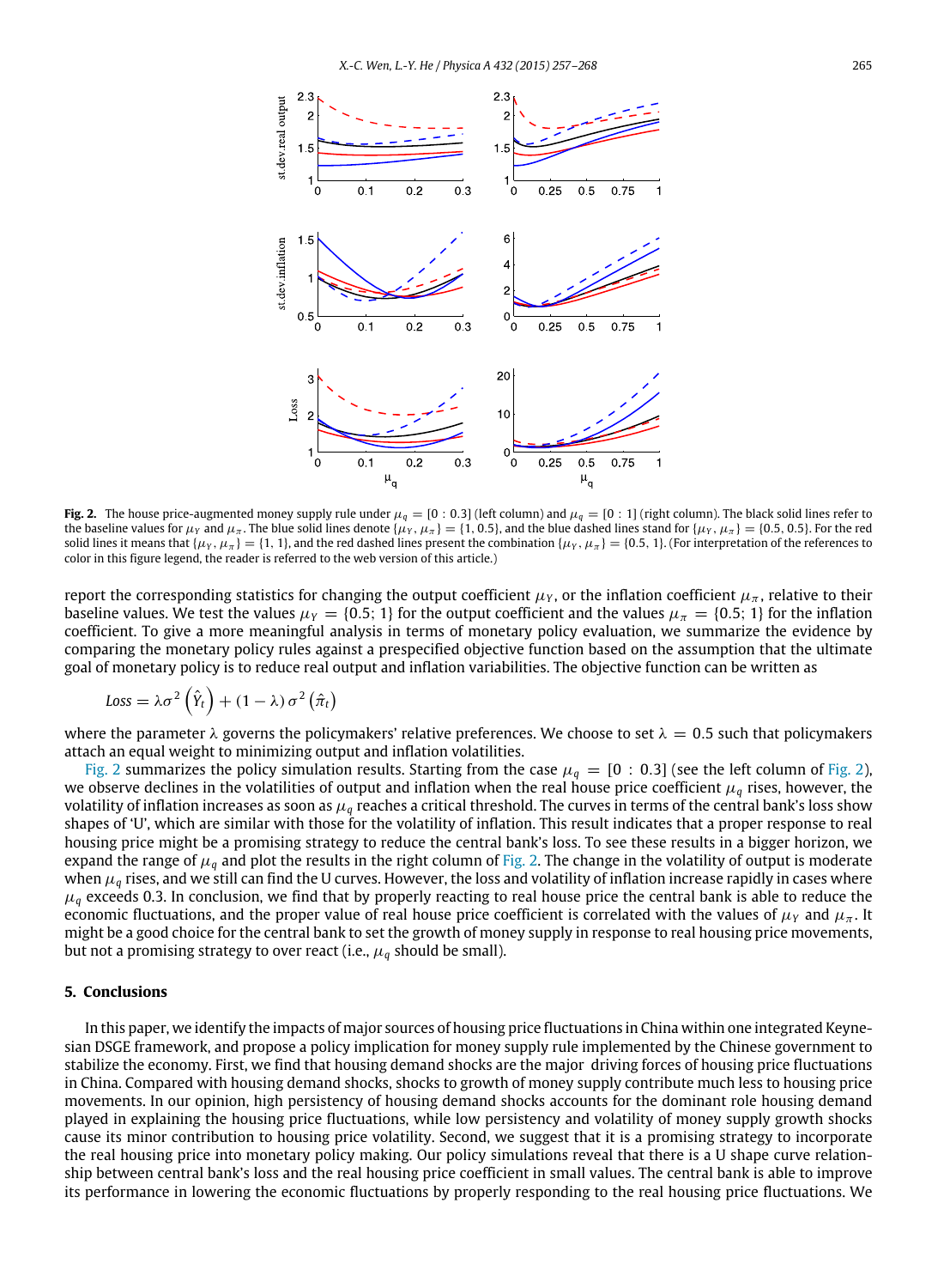**Fig. 2.** The house price-augmented money supply rule under $\mu_q = [0 : 0.3]$ (left column) and $\mu_q = [0 : 1]$ (right column). The black solid lines refer to the baseline values for $\mu_Y$ and $\mu_\pi$. The blue solid lines denote $\{\mu_Y, \mu_\pi\} = \{1, 0.5\}$, and the blue dashed lines stand for $\{\mu_Y, \mu_\pi\} = \{0.5, 0.5\}$. For the red solid lines it means that $\{\mu_Y, \mu_\pi\} = \{1, 1\}$, and the red dashed lines present the combination $\{\mu_Y, \mu_\pi\} = \{0.5, 1\}$. (For interpretation of the references to color in this figure legend, the reader is referred to the web version of this article.)

report the corresponding statistics for changing the output coefficient $\mu_Y$, or the inflation coefficient $\mu_\pi$, relative to their baseline values. We test the values $\mu_Y = \{0.5; 1\}$ for the output coefficient and the values $\mu_\pi = \{0.5; 1\}$ for the inflation coefficient. To give a more meaningful analysis in terms of monetary policy evaluation, we summarize the evidence by comparing the monetary policy rules against a prespecified objective function based on the assumption that the ultimate goal of monetary policy is to reduce real output and inflation variabilities. The objective function can be written as

$$Loss = \lambda\sigma^2\left(\hat{Y}_t\right) + (1-\lambda)\,\sigma^2\left(\hat{\pi}_t\right)$$

where the parameter $\lambda$ governs the policymakers' relative preferences. We choose to set $\lambda = 0.5$ such that policymakers attach an equal weight to minimizing output and inflation volatilities.

Fig. 2 summarizes the policy simulation results. Starting from the case $\mu_q = [0 : 0.3]$ (see the left column of Fig. 2), we observe declines in the volatilities of output and inflation when the real house price coefficient $\mu_q$ rises, however, the volatility of inflation increases as soon as $\mu_q$ reaches a critical threshold. The curves in terms of the central bank's loss show shapes of 'U', which are similar with those for the volatility of inflation. This result indicates that a proper response to real housing price might be a promising strategy to reduce the central bank's loss. To see these results in a bigger horizon, we expand the range of $\mu_q$ and plot the results in the right column of Fig. 2. The change in the volatility of output is moderate when $\mu_q$ rises, and we still can find the U curves. However, the loss and volatility of inflation increase rapidly in cases where $\mu_q$ exceeds 0.3. In conclusion, we find that by properly reacting to real house price the central bank is able to reduce the economic fluctuations, and the proper value of real house price coefficient is correlated with the values of $\mu_Y$ and $\mu_\pi$. It might be a good choice for the central bank to set the growth of money supply in response to real housing price movements, but not a promising strategy to over react (i.e., $\mu_q$ should be small).

## 5. Conclusions

In this paper, we identify the impacts of major sources of housing price fluctuations in China within one integrated Keynesian DSGE framework, and propose a policy implication for money supply rule implemented by the Chinese government to stabilize the economy. First, we find that housing demand shocks are the major driving forces of housing price fluctuations in China. Compared with housing demand shocks, shocks to growth of money supply contribute much less to housing price movements. In our opinion, high persistency of housing demand shocks accounts for the dominant role housing demand played in explaining the housing price fluctuations, while low persistency and volatility of money supply growth shocks cause its minor contribution to housing price volatility. Second, we suggest that it is a promising strategy to incorporate the real housing price into monetary policy making. Our policy simulations reveal that there is a U shape curve relationship between central bank's loss and the real housing price coefficient in small values. The central bank is able to improve its performance in lowering the economic fluctuations by properly responding to the real housing price fluctuations. We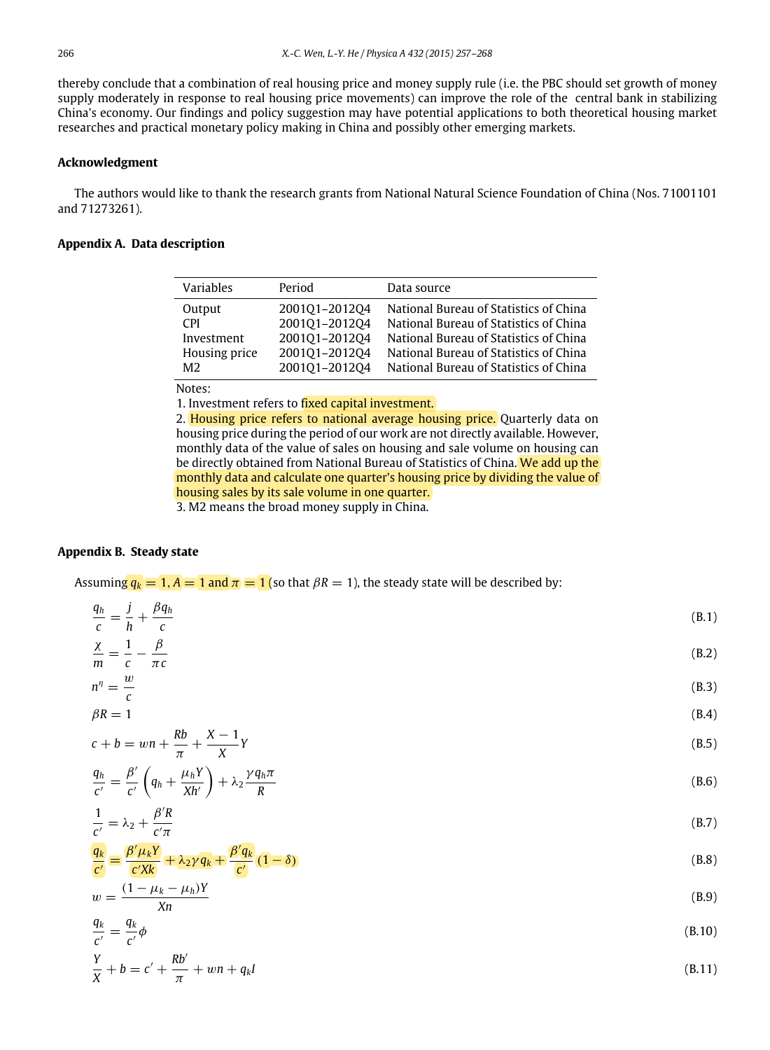thereby conclude that a combination of real housing price and money supply rule (i.e. the PBC should set growth of money supply moderately in response to real housing price movements) can improve the role of the central bank in stabilizing China's economy. Our findings and policy suggestion may have potential applications to both theoretical housing market researches and practical monetary policy making in China and possibly other emerging markets.

## Acknowledgment

The authors would like to thank the research grants from National Natural Science Foundation of China (Nos. 71001101 and 71273261).

## Appendix A. Data description

| Variables | Period | Data source |
|---|---|---|
| Output | 2001Q1–2012Q4 | National Bureau of Statistics of China |
| CPI | 2001Q1–2012Q4 | National Bureau of Statistics of China |
| Investment | 2001Q1–2012Q4 | National Bureau of Statistics of China |
| Housing price | 2001Q1–2012Q4 | National Bureau of Statistics of China |
| M2 | 2001Q1–2012Q4 | National Bureau of Statistics of China |

Notes:
1. Investment refers to fixed capital investment.
2. Housing price refers to national average housing price. Quarterly data on housing price during the period of our work are not directly available. However, monthly data of the value of sales on housing and sale volume on housing can be directly obtained from National Bureau of Statistics of China. We add up the monthly data and calculate one quarter's housing price by dividing the value of housing sales by its sale volume in one quarter.
3. M2 means the broad money supply in China.

## Appendix B. Steady state

Assuming $q_k = 1, A = 1$ and $\pi = 1$ (so that $\beta R = 1$), the steady state will be described by:

$$\frac{q_h}{c} = \frac{j}{h} + \frac{\beta q_h}{c} \tag{B.1}$$

$$\frac{\chi}{m} = \frac{1}{c} - \frac{\beta}{\pi c} \tag{B.2}$$

$$n^\eta = \frac{w}{c} \tag{B.3}$$

$$\beta R = 1 \tag{B.4}$$

$$c + b = wn + \frac{Rb}{\pi} + \frac{X-1}{X}Y \tag{B.5}$$

$$\frac{q_h}{c'} = \frac{\beta'}{c'}\left(q_h + \frac{\mu_h Y}{Xh'}\right) + \lambda_2 \frac{\gamma q_h \pi}{R} \tag{B.6}$$

$$\frac{1}{c'} = \lambda_2 + \frac{\beta' R}{c' \pi} \tag{B.7}$$

$$\frac{q_k}{c'} = \frac{\beta' \mu_k Y}{c' Xk} + \lambda_2 \gamma q_k + \frac{\beta' q_k}{c'}(1-\delta) \tag{B.8}$$

$$w = \frac{(1-\mu_k-\mu_h)Y}{Xn} \tag{B.9}$$

$$\frac{q_k}{c'} = \frac{q_k}{c'}\phi \tag{B.10}$$

$$\frac{Y}{X} + b = c' + \frac{Rb'}{\pi} + wn + q_k I \tag{B.11}$$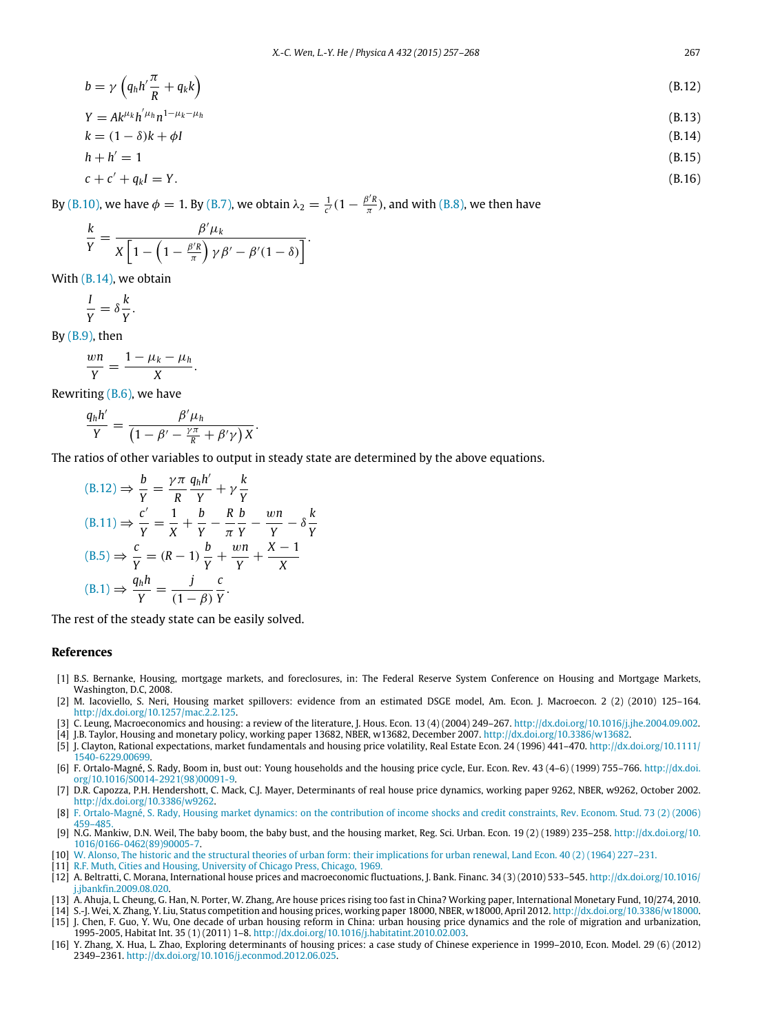$$b = \gamma \left( q_h h' \frac{\pi}{R} + q_k k \right) \tag{B.12}$$

$$Y = A k^{\mu_k} h'^{\mu_h} n^{1-\mu_k-\mu_h} \tag{B.13}$$

$$k = (1-\delta)k + \phi I \tag{B.14}$$

$$h + h' = 1 \tag{B.15}$$

$$c + c' + q_k I = Y. \tag{B.16}$$

By (B.10), we have $\phi = 1$. By (B.7), we obtain $\lambda_2 = \frac{1}{c'}(1 - \frac{\beta' R}{\pi})$, and with (B.8), we then have

$$\frac{k}{Y} = \frac{\beta' \mu_k}{X \left[ 1 - \left( 1 - \frac{\beta' R}{\pi} \right) \gamma \beta' - \beta'(1-\delta) \right]}.$$

With (B.14), we obtain

$$\frac{I}{Y} = \delta \frac{k}{Y}.$$

By (B.9), then

$$\frac{wn}{Y} = \frac{1 - \mu_k - \mu_h}{X}.$$

Rewriting (B.6), we have

$$\frac{q_h h'}{Y} = \frac{\beta' \mu_h}{\left( 1 - \beta' - \frac{\gamma \pi}{R} + \beta' \gamma \right) X}.$$

The ratios of other variables to output in steady state are determined by the above equations.

$$\text{(B.12)} \Rightarrow \frac{b}{Y} = \frac{\gamma \pi}{R} \frac{q_h h'}{Y} + \gamma \frac{k}{Y}$$

$$\text{(B.11)} \Rightarrow \frac{c'}{Y} = \frac{1}{X} + \frac{b}{Y} - \frac{R}{\pi} \frac{b}{Y} - \frac{wn}{Y} - \delta \frac{k}{Y}$$

$$\text{(B.5)} \Rightarrow \frac{c}{Y} = (R-1) \frac{b}{Y} + \frac{wn}{Y} + \frac{X-1}{X}$$

$$\text{(B.1)} \Rightarrow \frac{q_h h}{Y} = \frac{j}{(1-\beta)} \frac{c}{Y}.$$

The rest of the steady state can be easily solved.

## References

[1] B.S. Bernanke, Housing, mortgage markets, and foreclosures, in: The Federal Reserve System Conference on Housing and Mortgage Markets, Washington, D.C, 2008.

[2] M. Iacoviello, S. Neri, Housing market spillovers: evidence from an estimated DSGE model, Am. Econ. J. Macroecon. 2 (2) (2010) 125–164. http://dx.doi.org/10.1257/mac.2.2.125.

[3] C. Leung, Macroeconomics and housing: a review of the literature, J. Hous. Econ. 13 (4) (2004) 249–267. http://dx.doi.org/10.1016/j.jhe.2004.09.002.

[4] J.B. Taylor, Housing and monetary policy, working paper 13682, NBER, w13682, December 2007. http://dx.doi.org/10.3386/w13682.

[5] J. Clayton, Rational expectations, market fundamentals and housing price volatility, Real Estate Econ. 24 (1996) 441–470. http://dx.doi.org/10.1111/1540-6229.00699.

[6] F. Ortalo-Magné, S. Rady, Boom in, bust out: Young households and the housing price cycle, Eur. Econ. Rev. 43 (4–6) (1999) 755–766. http://dx.doi.org/10.1016/S0014-2921(98)00091-9.

[7] D.R. Capozza, P.H. Hendershott, C. Mack, C.J. Mayer, Determinants of real house price dynamics, working paper 9262, NBER, w9262, October 2002. http://dx.doi.org/10.3386/w9262.

[8] F. Ortalo-Magné, S. Rady, Housing market dynamics: on the contribution of income shocks and credit constraints, Rev. Econom. Stud. 73 (2) (2006) 459–485.

[9] N.G. Mankiw, D.N. Weil, The baby boom, the baby bust, and the housing market, Reg. Sci. Urban. Econ. 19 (2) (1989) 235–258. http://dx.doi.org/10.1016/0166-0462(89)90005-7.

[10] W. Alonso, The historic and the structural theories of urban form: their implications for urban renewal, Land Econ. 40 (2) (1964) 227–231.

[11] R.F. Muth, Cities and Housing, University of Chicago Press, Chicago, 1969.

[12] A. Beltratti, C. Morana, International house prices and macroeconomic fluctuations, J. Bank. Financ. 34 (3) (2010) 533–545. http://dx.doi.org/10.1016/j.jbankfin.2009.08.020.

[13] A. Ahuja, L. Cheung, G. Han, N. Porter, W. Zhang, Are house prices rising too fast in China? Working paper, International Monetary Fund, 10/274, 2010.

[14] S.-J. Wei, X. Zhang, Y. Liu, Status competition and housing prices, working paper 18000, NBER, w18000, April 2012. http://dx.doi.org/10.3386/w18000.

[15] J. Chen, F. Guo, Y. Wu, One decade of urban housing reform in China: urban housing price dynamics and the role of migration and urbanization, 1995–2005, Habitat Int. 35 (1) (2011) 1–8. http://dx.doi.org/10.1016/j.habitatint.2010.02.003.

[16] Y. Zhang, X. Hua, L. Zhao, Exploring determinants of housing prices: a case study of Chinese experience in 1999–2010, Econ. Model. 29 (6) (2012) 2349–2361. http://dx.doi.org/10.1016/j.econmod.2012.06.025.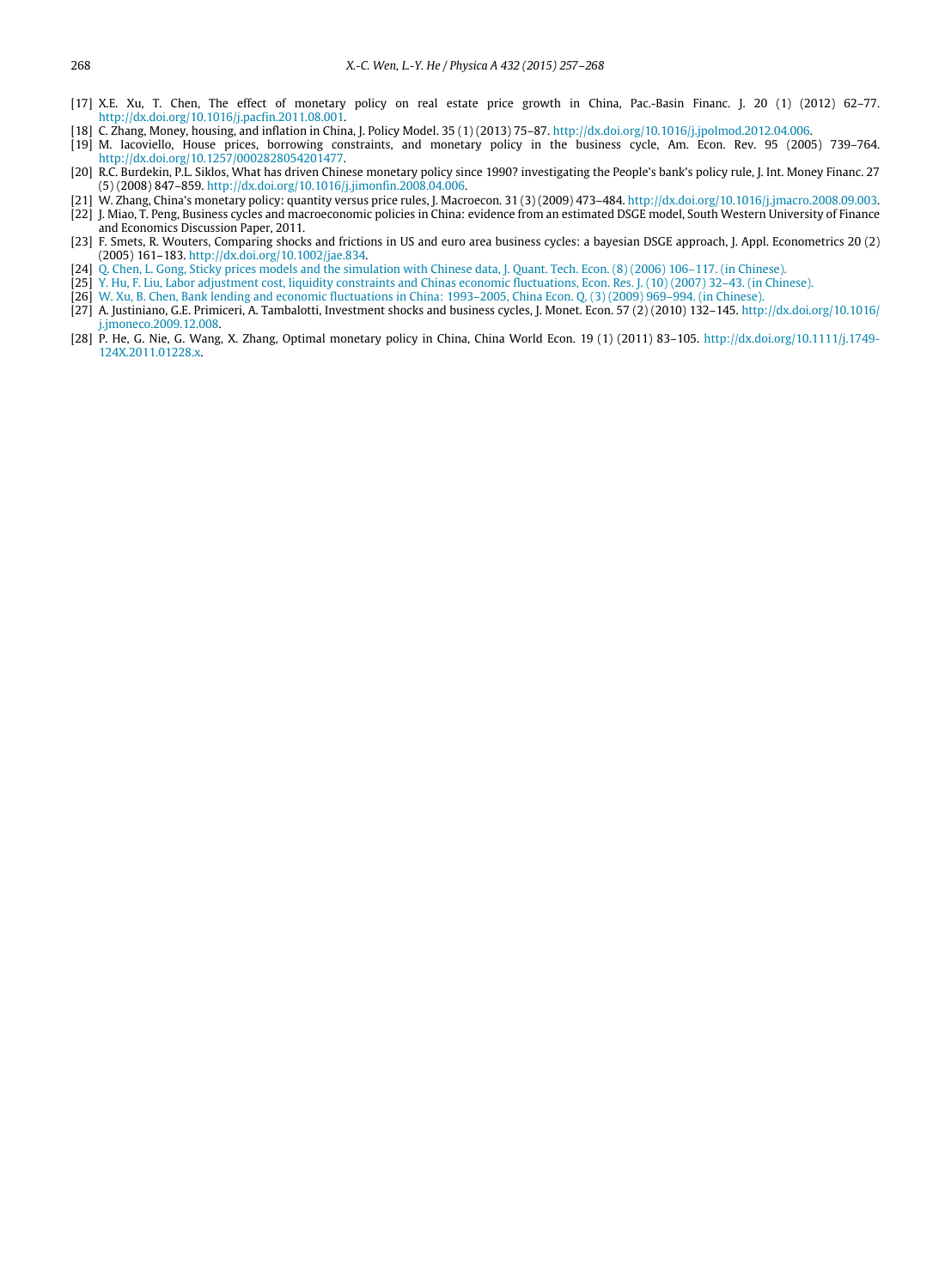[17] X.E. Xu, T. Chen, The effect of monetary policy on real estate price growth in China, Pac.-Basin Financ. J. 20 (1) (2012) 62–77. http://dx.doi.org/10.1016/j.pacfin.2011.08.001.

[18] C. Zhang, Money, housing, and inflation in China, J. Policy Model. 35 (1) (2013) 75–87. http://dx.doi.org/10.1016/j.jpolmod.2012.04.006.

[19] M. Iacoviello, House prices, borrowing constraints, and monetary policy in the business cycle, Am. Econ. Rev. 95 (2005) 739–764. http://dx.doi.org/10.1257/0002828054201477.

[20] R.C. Burdekin, P.L. Siklos, What has driven Chinese monetary policy since 1990? investigating the People's bank's policy rule, J. Int. Money Financ. 27 (5) (2008) 847–859. http://dx.doi.org/10.1016/j.jimonfin.2008.04.006.

[21] W. Zhang, China's monetary policy: quantity versus price rules, J. Macroecon. 31 (3) (2009) 473–484. http://dx.doi.org/10.1016/j.jmacro.2008.09.003.

[22] J. Miao, T. Peng, Business cycles and macroeconomic policies in China: evidence from an estimated DSGE model, South Western University of Finance and Economics Discussion Paper, 2011.

[23] F. Smets, R. Wouters, Comparing shocks and frictions in US and euro area business cycles: a bayesian DSGE approach, J. Appl. Econometrics 20 (2) (2005) 161–183. http://dx.doi.org/10.1002/jae.834.

[24] Q. Chen, L. Gong, Sticky prices models and the simulation with Chinese data, J. Quant. Tech. Econ. (8) (2006) 106–117. (in Chinese).

[25] Y. Hu, F. Liu, Labor adjustment cost, liquidity constraints and Chinas economic fluctuations, Econ. Res. J. (10) (2007) 32–43. (in Chinese).

[26] W. Xu, B. Chen, Bank lending and economic fluctuations in China: 1993–2005, China Econ. Q. (3) (2009) 969–994. (in Chinese).

[27] A. Justiniano, G.E. Primiceri, A. Tambalotti, Investment shocks and business cycles, J. Monet. Econ. 57 (2) (2010) 132–145. http://dx.doi.org/10.1016/j.jmoneco.2009.12.008.

[28] P. He, G. Nie, G. Wang, X. Zhang, Optimal monetary policy in China, China World Econ. 19 (1) (2011) 83–105. http://dx.doi.org/10.1111/j.1749-124X.2011.01228.x.